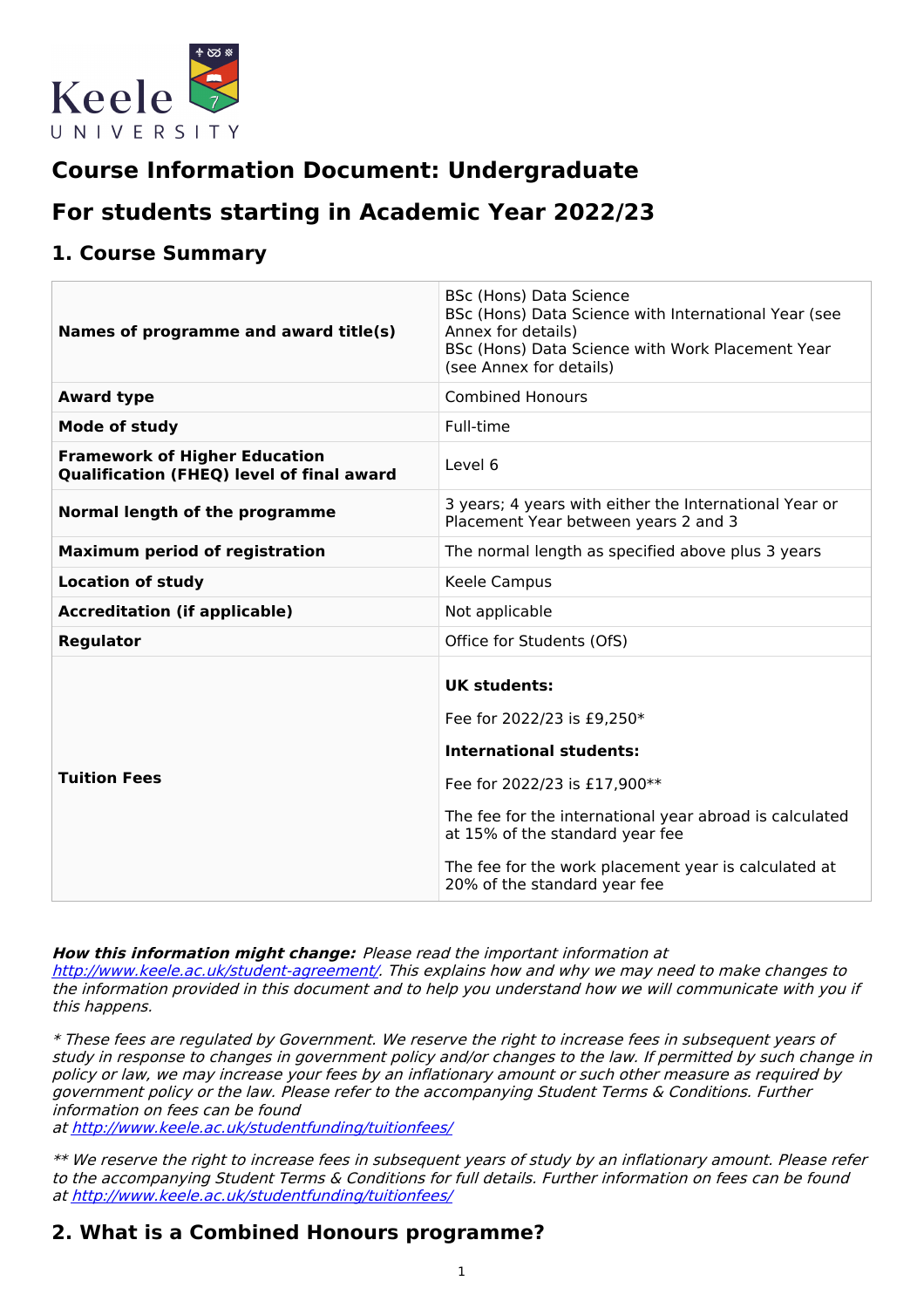# Course Information Document: Undergraduate

# For students starting in Academic Year 2022/23

## 1. Course Summary

| | |
|---|---|
| **Names of programme and award title(s)** | BSc (Hons) Data Science<br>BSc (Hons) Data Science with International Year (see Annex for details)<br>BSc (Hons) Data Science with Work Placement Year (see Annex for details) |
| **Award type** | Combined Honours |
| **Mode of study** | Full-time |
| **Framework of Higher Education Qualification (FHEQ) level of final award** | Level 6 |
| **Normal length of the programme** | 3 years; 4 years with either the International Year or Placement Year between years 2 and 3 |
| **Maximum period of registration** | The normal length as specified above plus 3 years |
| **Location of study** | Keele Campus |
| **Accreditation (if applicable)** | Not applicable |
| **Regulator** | Office for Students (OfS) |
| **Tuition Fees** | **UK students:**<br>Fee for 2022/23 is £9,250*<br>**International students:**<br>Fee for 2022/23 is £17,900**<br>The fee for the international year abroad is calculated at 15% of the standard year fee<br>The fee for the work placement year is calculated at 20% of the standard year fee |

***How this information might change:*** *Please read the important information at [http://www.keele.ac.uk/student-agreement/](http://www.keele.ac.uk/student-agreement/). This explains how and why we may need to make changes to the information provided in this document and to help you understand how we will communicate with you if this happens.*

*\* These fees are regulated by Government. We reserve the right to increase fees in subsequent years of study in response to changes in government policy and/or changes to the law. If permitted by such change in policy or law, we may increase your fees by an inflationary amount or such other measure as required by government policy or the law. Please refer to the accompanying Student Terms & Conditions. Further information on fees can be found at [http://www.keele.ac.uk/studentfunding/tuitionfees/](http://www.keele.ac.uk/studentfunding/tuitionfees/)*

*\*\* We reserve the right to increase fees in subsequent years of study by an inflationary amount. Please refer to the accompanying Student Terms & Conditions for full details. Further information on fees can be found at [http://www.keele.ac.uk/studentfunding/tuitionfees/](http://www.keele.ac.uk/studentfunding/tuitionfees/)*

## 2. What is a Combined Honours programme?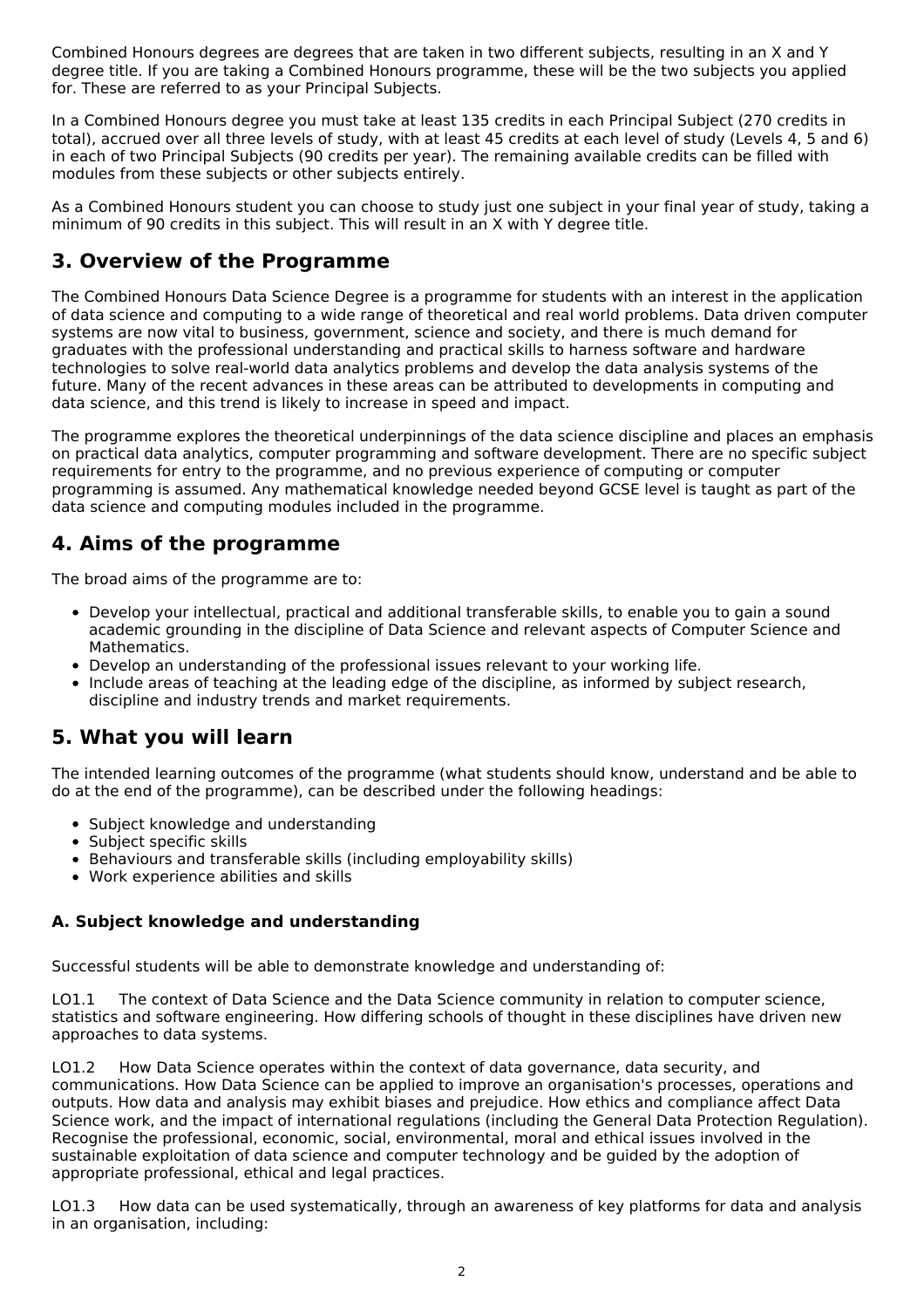Combined Honours degrees are degrees that are taken in two different subjects, resulting in an X and Y degree title. If you are taking a Combined Honours programme, these will be the two subjects you applied for. These are referred to as your Principal Subjects.

In a Combined Honours degree you must take at least 135 credits in each Principal Subject (270 credits in total), accrued over all three levels of study, with at least 45 credits at each level of study (Levels 4, 5 and 6) in each of two Principal Subjects (90 credits per year). The remaining available credits can be filled with modules from these subjects or other subjects entirely.

As a Combined Honours student you can choose to study just one subject in your final year of study, taking a minimum of 90 credits in this subject. This will result in an X with Y degree title.

## 3. Overview of the Programme

The Combined Honours Data Science Degree is a programme for students with an interest in the application of data science and computing to a wide range of theoretical and real world problems. Data driven computer systems are now vital to business, government, science and society, and there is much demand for graduates with the professional understanding and practical skills to harness software and hardware technologies to solve real-world data analytics problems and develop the data analysis systems of the future. Many of the recent advances in these areas can be attributed to developments in computing and data science, and this trend is likely to increase in speed and impact.

The programme explores the theoretical underpinnings of the data science discipline and places an emphasis on practical data analytics, computer programming and software development. There are no specific subject requirements for entry to the programme, and no previous experience of computing or computer programming is assumed. Any mathematical knowledge needed beyond GCSE level is taught as part of the data science and computing modules included in the programme.

## 4. Aims of the programme

The broad aims of the programme are to:

- Develop your intellectual, practical and additional transferable skills, to enable you to gain a sound academic grounding in the discipline of Data Science and relevant aspects of Computer Science and Mathematics.
- Develop an understanding of the professional issues relevant to your working life.
- Include areas of teaching at the leading edge of the discipline, as informed by subject research, discipline and industry trends and market requirements.

## 5. What you will learn

The intended learning outcomes of the programme (what students should know, understand and be able to do at the end of the programme), can be described under the following headings:

- Subject knowledge and understanding
- Subject specific skills
- Behaviours and transferable skills (including employability skills)
- Work experience abilities and skills

### A. Subject knowledge and understanding

Successful students will be able to demonstrate knowledge and understanding of:

LO1.1 The context of Data Science and the Data Science community in relation to computer science, statistics and software engineering. How differing schools of thought in these disciplines have driven new approaches to data systems.

LO1.2 How Data Science operates within the context of data governance, data security, and communications. How Data Science can be applied to improve an organisation's processes, operations and outputs. How data and analysis may exhibit biases and prejudice. How ethics and compliance affect Data Science work, and the impact of international regulations (including the General Data Protection Regulation). Recognise the professional, economic, social, environmental, moral and ethical issues involved in the sustainable exploitation of data science and computer technology and be guided by the adoption of appropriate professional, ethical and legal practices.

LO1.3 How data can be used systematically, through an awareness of key platforms for data and analysis in an organisation, including: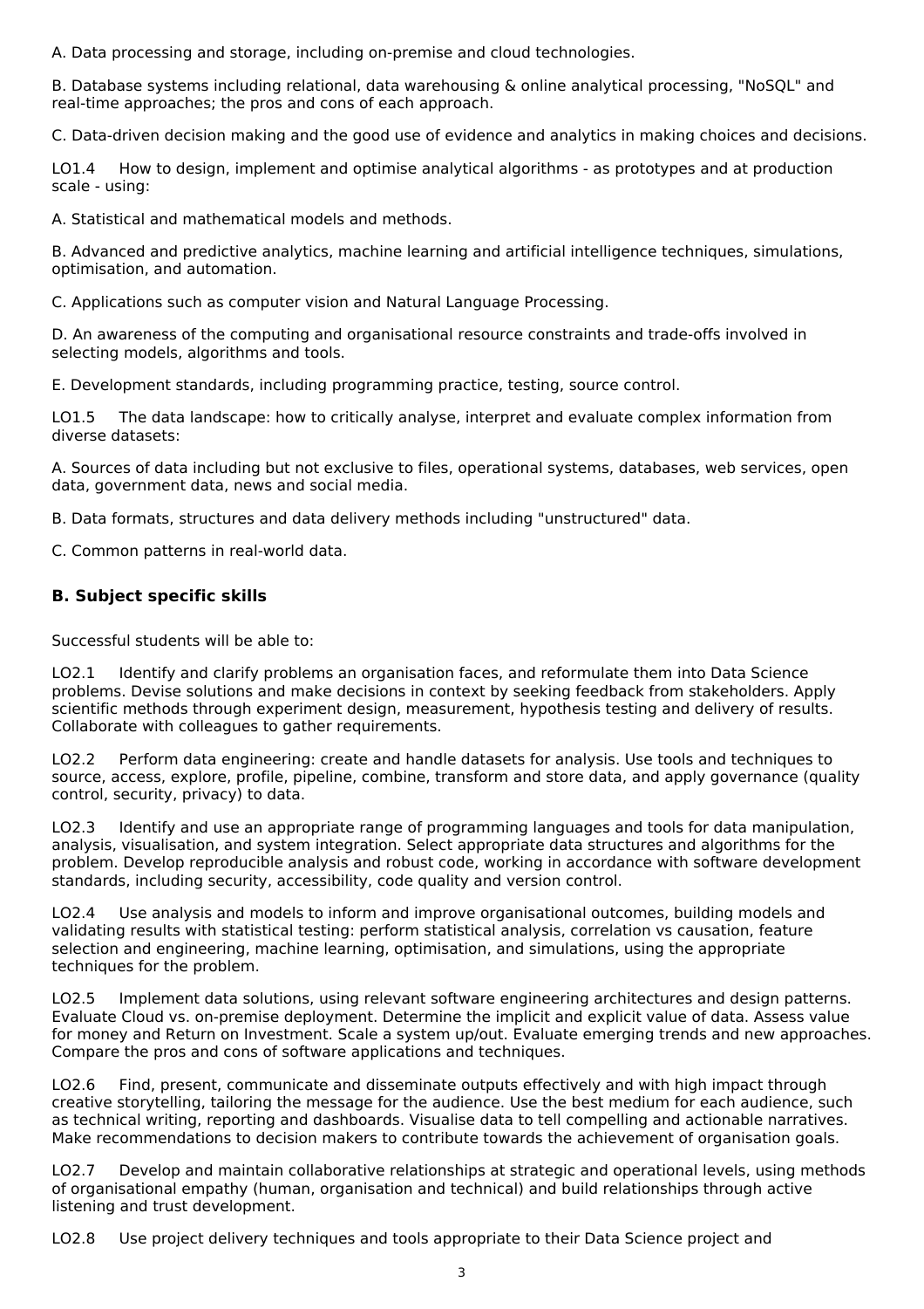A. Data processing and storage, including on-premise and cloud technologies.

B. Database systems including relational, data warehousing & online analytical processing, "NoSQL" and real-time approaches; the pros and cons of each approach.

C. Data-driven decision making and the good use of evidence and analytics in making choices and decisions.

LO1.4 How to design, implement and optimise analytical algorithms - as prototypes and at production scale - using:

A. Statistical and mathematical models and methods.

B. Advanced and predictive analytics, machine learning and artificial intelligence techniques, simulations, optimisation, and automation.

C. Applications such as computer vision and Natural Language Processing.

D. An awareness of the computing and organisational resource constraints and trade-offs involved in selecting models, algorithms and tools.

E. Development standards, including programming practice, testing, source control.

LO1.5 The data landscape: how to critically analyse, interpret and evaluate complex information from diverse datasets:

A. Sources of data including but not exclusive to files, operational systems, databases, web services, open data, government data, news and social media.

B. Data formats, structures and data delivery methods including "unstructured" data.

C. Common patterns in real-world data.

### B. Subject specific skills

Successful students will be able to:

LO2.1 Identify and clarify problems an organisation faces, and reformulate them into Data Science problems. Devise solutions and make decisions in context by seeking feedback from stakeholders. Apply scientific methods through experiment design, measurement, hypothesis testing and delivery of results. Collaborate with colleagues to gather requirements.

LO2.2 Perform data engineering: create and handle datasets for analysis. Use tools and techniques to source, access, explore, profile, pipeline, combine, transform and store data, and apply governance (quality control, security, privacy) to data.

LO2.3 Identify and use an appropriate range of programming languages and tools for data manipulation, analysis, visualisation, and system integration. Select appropriate data structures and algorithms for the problem. Develop reproducible analysis and robust code, working in accordance with software development standards, including security, accessibility, code quality and version control.

LO2.4 Use analysis and models to inform and improve organisational outcomes, building models and validating results with statistical testing: perform statistical analysis, correlation vs causation, feature selection and engineering, machine learning, optimisation, and simulations, using the appropriate techniques for the problem.

LO2.5 Implement data solutions, using relevant software engineering architectures and design patterns. Evaluate Cloud vs. on-premise deployment. Determine the implicit and explicit value of data. Assess value for money and Return on Investment. Scale a system up/out. Evaluate emerging trends and new approaches. Compare the pros and cons of software applications and techniques.

LO2.6 Find, present, communicate and disseminate outputs effectively and with high impact through creative storytelling, tailoring the message for the audience. Use the best medium for each audience, such as technical writing, reporting and dashboards. Visualise data to tell compelling and actionable narratives. Make recommendations to decision makers to contribute towards the achievement of organisation goals.

LO2.7 Develop and maintain collaborative relationships at strategic and operational levels, using methods of organisational empathy (human, organisation and technical) and build relationships through active listening and trust development.

LO2.8 Use project delivery techniques and tools appropriate to their Data Science project and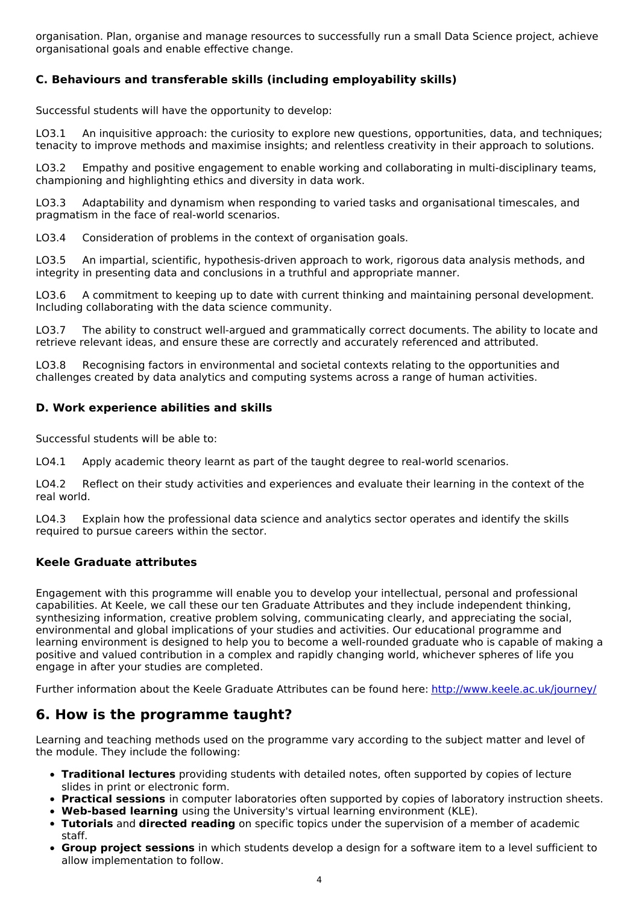organisation. Plan, organise and manage resources to successfully run a small Data Science project, achieve organisational goals and enable effective change.

### C. Behaviours and transferable skills (including employability skills)

Successful students will have the opportunity to develop:

LO3.1 An inquisitive approach: the curiosity to explore new questions, opportunities, data, and techniques; tenacity to improve methods and maximise insights; and relentless creativity in their approach to solutions.

LO3.2 Empathy and positive engagement to enable working and collaborating in multi-disciplinary teams, championing and highlighting ethics and diversity in data work.

LO3.3 Adaptability and dynamism when responding to varied tasks and organisational timescales, and pragmatism in the face of real-world scenarios.

LO3.4 Consideration of problems in the context of organisation goals.

LO3.5 An impartial, scientific, hypothesis-driven approach to work, rigorous data analysis methods, and integrity in presenting data and conclusions in a truthful and appropriate manner.

LO3.6 A commitment to keeping up to date with current thinking and maintaining personal development. Including collaborating with the data science community.

LO3.7 The ability to construct well-argued and grammatically correct documents. The ability to locate and retrieve relevant ideas, and ensure these are correctly and accurately referenced and attributed.

LO3.8 Recognising factors in environmental and societal contexts relating to the opportunities and challenges created by data analytics and computing systems across a range of human activities.

### D. Work experience abilities and skills

Successful students will be able to:

LO4.1 Apply academic theory learnt as part of the taught degree to real-world scenarios.

LO4.2 Reflect on their study activities and experiences and evaluate their learning in the context of the real world.

LO4.3 Explain how the professional data science and analytics sector operates and identify the skills required to pursue careers within the sector.

### Keele Graduate attributes

Engagement with this programme will enable you to develop your intellectual, personal and professional capabilities. At Keele, we call these our ten Graduate Attributes and they include independent thinking, synthesizing information, creative problem solving, communicating clearly, and appreciating the social, environmental and global implications of your studies and activities. Our educational programme and learning environment is designed to help you to become a well-rounded graduate who is capable of making a positive and valued contribution in a complex and rapidly changing world, whichever spheres of life you engage in after your studies are completed.

Further information about the Keele Graduate Attributes can be found here: http://www.keele.ac.uk/journey/

## 6. How is the programme taught?

Learning and teaching methods used on the programme vary according to the subject matter and level of the module. They include the following:

- **Traditional lectures** providing students with detailed notes, often supported by copies of lecture slides in print or electronic form.
- **Practical sessions** in computer laboratories often supported by copies of laboratory instruction sheets.
- **Web-based learning** using the University's virtual learning environment (KLE).
- **Tutorials** and **directed reading** on specific topics under the supervision of a member of academic staff.
- **Group project sessions** in which students develop a design for a software item to a level sufficient to allow implementation to follow.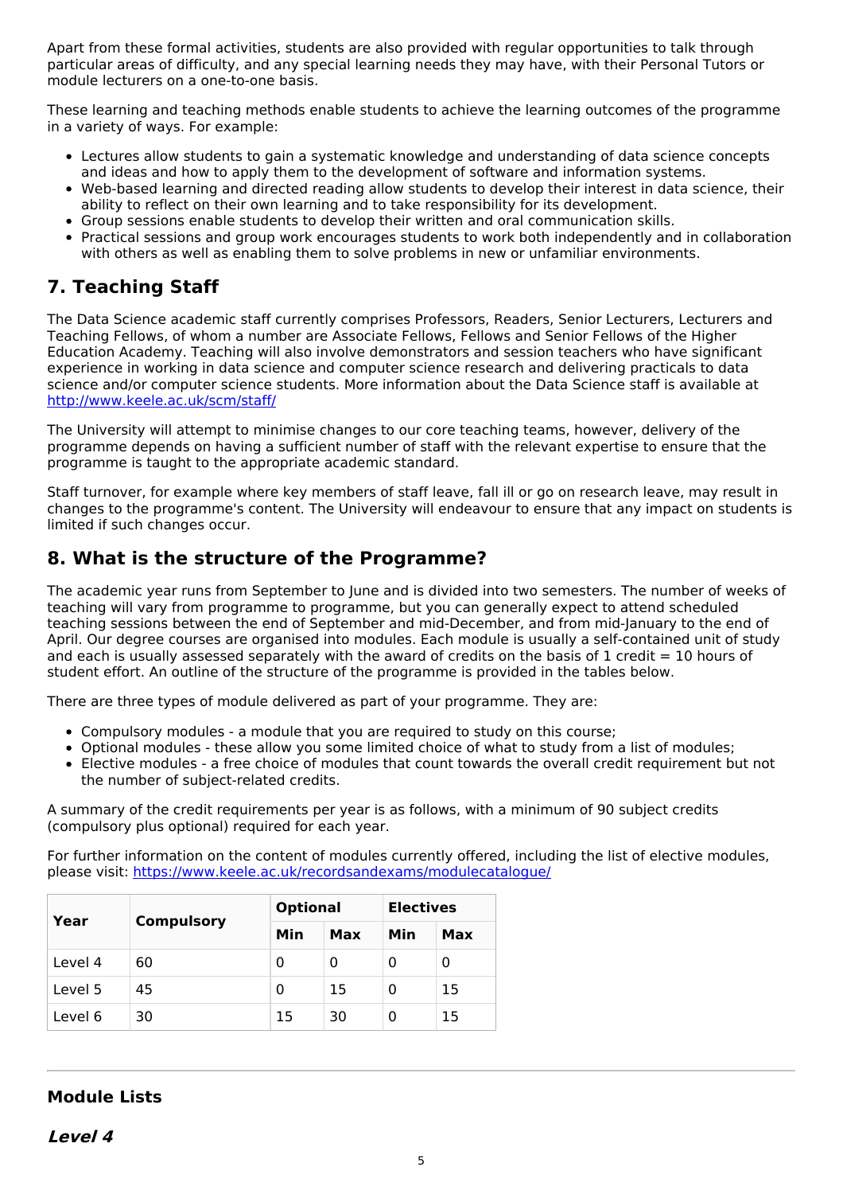Apart from these formal activities, students are also provided with regular opportunities to talk through particular areas of difficulty, and any special learning needs they may have, with their Personal Tutors or module lecturers on a one-to-one basis.

These learning and teaching methods enable students to achieve the learning outcomes of the programme in a variety of ways. For example:

- Lectures allow students to gain a systematic knowledge and understanding of data science concepts and ideas and how to apply them to the development of software and information systems.
- Web-based learning and directed reading allow students to develop their interest in data science, their ability to reflect on their own learning and to take responsibility for its development.
- Group sessions enable students to develop their written and oral communication skills.
- Practical sessions and group work encourages students to work both independently and in collaboration with others as well as enabling them to solve problems in new or unfamiliar environments.

## 7. Teaching Staff

The Data Science academic staff currently comprises Professors, Readers, Senior Lecturers, Lecturers and Teaching Fellows, of whom a number are Associate Fellows, Fellows and Senior Fellows of the Higher Education Academy. Teaching will also involve demonstrators and session teachers who have significant experience in working in data science and computer science research and delivering practicals to data science and/or computer science students. More information about the Data Science staff is available at http://www.keele.ac.uk/scm/staff/

The University will attempt to minimise changes to our core teaching teams, however, delivery of the programme depends on having a sufficient number of staff with the relevant expertise to ensure that the programme is taught to the appropriate academic standard.

Staff turnover, for example where key members of staff leave, fall ill or go on research leave, may result in changes to the programme's content. The University will endeavour to ensure that any impact on students is limited if such changes occur.

## 8. What is the structure of the Programme?

The academic year runs from September to June and is divided into two semesters. The number of weeks of teaching will vary from programme to programme, but you can generally expect to attend scheduled teaching sessions between the end of September and mid-December, and from mid-January to the end of April. Our degree courses are organised into modules. Each module is usually a self-contained unit of study and each is usually assessed separately with the award of credits on the basis of 1 credit = 10 hours of student effort. An outline of the structure of the programme is provided in the tables below.

There are three types of module delivered as part of your programme. They are:

- Compulsory modules - a module that you are required to study on this course;
- Optional modules - these allow you some limited choice of what to study from a list of modules;
- Elective modules - a free choice of modules that count towards the overall credit requirement but not the number of subject-related credits.

A summary of the credit requirements per year is as follows, with a minimum of 90 subject credits (compulsory plus optional) required for each year.

For further information on the content of modules currently offered, including the list of elective modules, please visit: https://www.keele.ac.uk/recordsandexams/modulecatalogue/

| Year | Compulsory | Optional | | Electives | |
|---|---|---|---|---|---|
| | | Min | Max | Min | Max |
| Level 4 | 60 | 0 | 0 | 0 | 0 |
| Level 5 | 45 | 0 | 15 | 0 | 15 |
| Level 6 | 30 | 15 | 30 | 0 | 15 |

### Module Lists

#### *Level 4*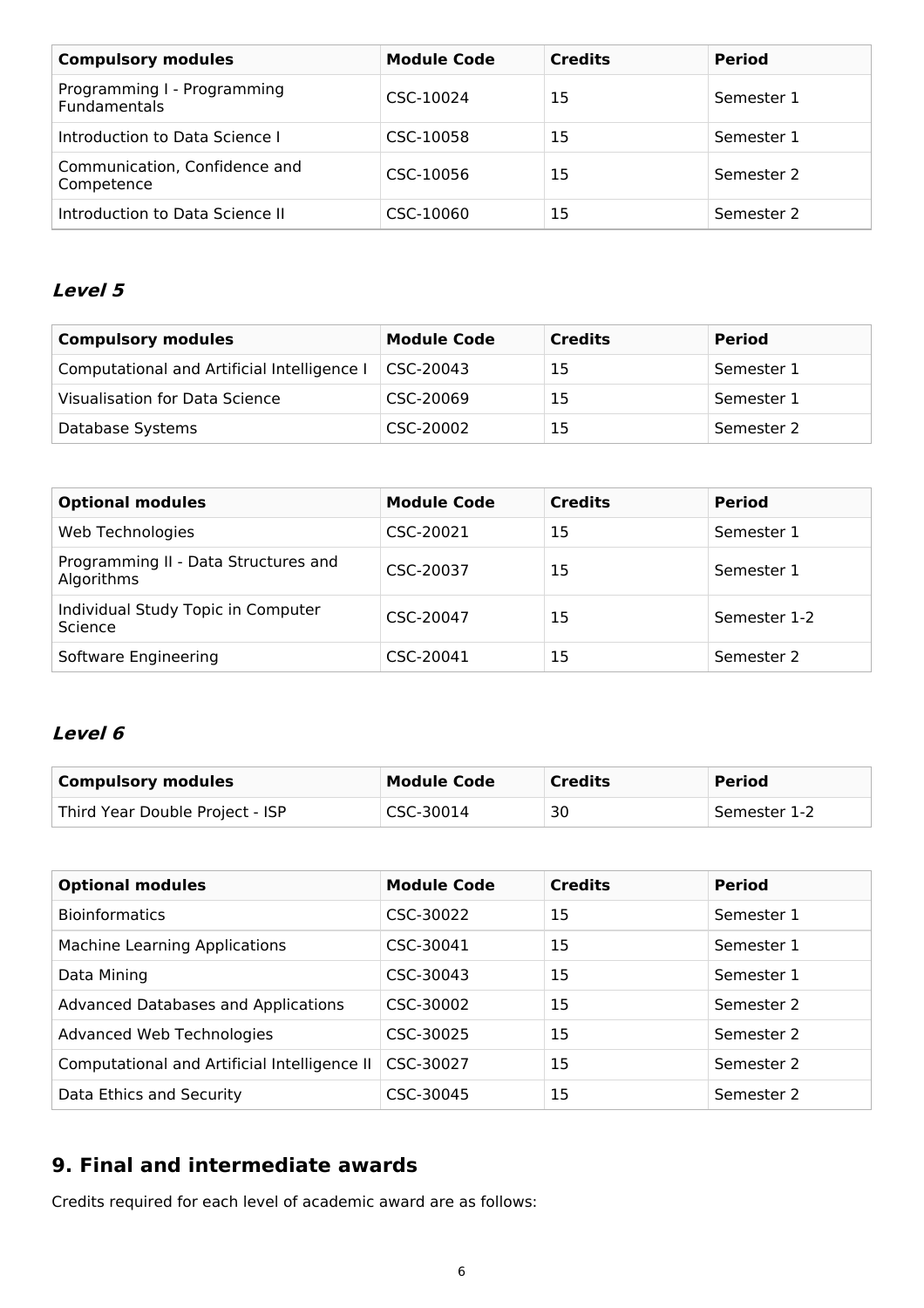| Compulsory modules | Module Code | Credits | Period |
|---|---|---|---|
| Programming I - Programming Fundamentals | CSC-10024 | 15 | Semester 1 |
| Introduction to Data Science I | CSC-10058 | 15 | Semester 1 |
| Communication, Confidence and Competence | CSC-10056 | 15 | Semester 2 |
| Introduction to Data Science II | CSC-10060 | 15 | Semester 2 |

### *Level 5*

| Compulsory modules | Module Code | Credits | Period |
|---|---|---|---|
| Computational and Artificial Intelligence I | CSC-20043 | 15 | Semester 1 |
| Visualisation for Data Science | CSC-20069 | 15 | Semester 1 |
| Database Systems | CSC-20002 | 15 | Semester 2 |

| Optional modules | Module Code | Credits | Period |
|---|---|---|---|
| Web Technologies | CSC-20021 | 15 | Semester 1 |
| Programming II - Data Structures and Algorithms | CSC-20037 | 15 | Semester 1 |
| Individual Study Topic in Computer Science | CSC-20047 | 15 | Semester 1-2 |
| Software Engineering | CSC-20041 | 15 | Semester 2 |

### *Level 6*

| Compulsory modules | Module Code | Credits | Period |
|---|---|---|---|
| Third Year Double Project - ISP | CSC-30014 | 30 | Semester 1-2 |

| Optional modules | Module Code | Credits | Period |
|---|---|---|---|
| Bioinformatics | CSC-30022 | 15 | Semester 1 |
| Machine Learning Applications | CSC-30041 | 15 | Semester 1 |
| Data Mining | CSC-30043 | 15 | Semester 1 |
| Advanced Databases and Applications | CSC-30002 | 15 | Semester 2 |
| Advanced Web Technologies | CSC-30025 | 15 | Semester 2 |
| Computational and Artificial Intelligence II | CSC-30027 | 15 | Semester 2 |
| Data Ethics and Security | CSC-30045 | 15 | Semester 2 |

## 9. Final and intermediate awards

Credits required for each level of academic award are as follows: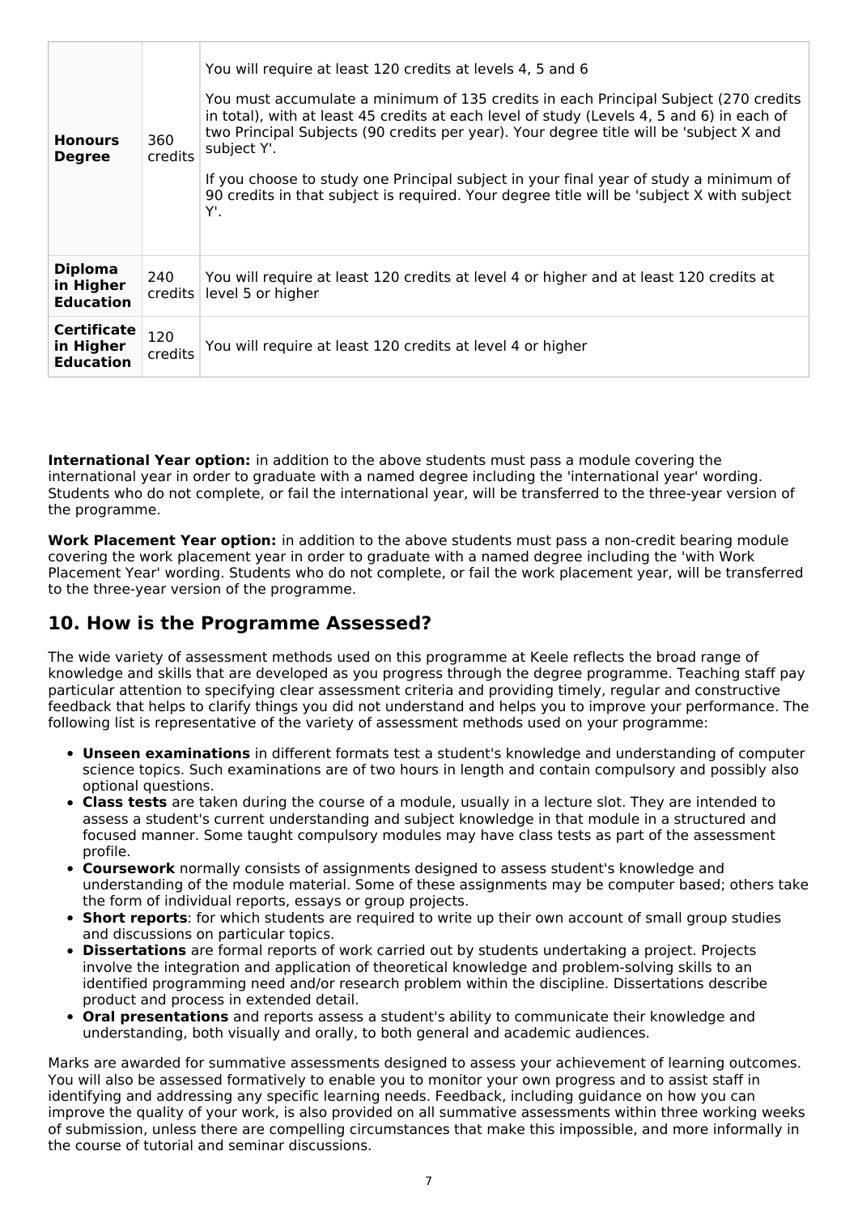| | | |
|---|---|---|
| **Honours Degree** | 360 credits | You will require at least 120 credits at levels 4, 5 and 6<br><br>You must accumulate a minimum of 135 credits in each Principal Subject (270 credits in total), with at least 45 credits at each level of study (Levels 4, 5 and 6) in each of two Principal Subjects (90 credits per year). Your degree title will be 'subject X and subject Y'.<br><br>If you choose to study one Principal subject in your final year of study a minimum of 90 credits in that subject is required. Your degree title will be 'subject X with subject Y'. |
| **Diploma in Higher Education** | 240 credits | You will require at least 120 credits at level 4 or higher and at least 120 credits at level 5 or higher |
| **Certificate in Higher Education** | 120 credits | You will require at least 120 credits at level 4 or higher |

**International Year option:** in addition to the above students must pass a module covering the international year in order to graduate with a named degree including the 'international year' wording. Students who do not complete, or fail the international year, will be transferred to the three-year version of the programme.

**Work Placement Year option:** in addition to the above students must pass a non-credit bearing module covering the work placement year in order to graduate with a named degree including the 'with Work Placement Year' wording. Students who do not complete, or fail the work placement year, will be transferred to the three-year version of the programme.

## 10. How is the Programme Assessed?

The wide variety of assessment methods used on this programme at Keele reflects the broad range of knowledge and skills that are developed as you progress through the degree programme. Teaching staff pay particular attention to specifying clear assessment criteria and providing timely, regular and constructive feedback that helps to clarify things you did not understand and helps you to improve your performance. The following list is representative of the variety of assessment methods used on your programme:

- **Unseen examinations** in different formats test a student's knowledge and understanding of computer science topics. Such examinations are of two hours in length and contain compulsory and possibly also optional questions.
- **Class tests** are taken during the course of a module, usually in a lecture slot. They are intended to assess a student's current understanding and subject knowledge in that module in a structured and focused manner. Some taught compulsory modules may have class tests as part of the assessment profile.
- **Coursework** normally consists of assignments designed to assess student's knowledge and understanding of the module material. Some of these assignments may be computer based; others take the form of individual reports, essays or group projects.
- **Short reports**: for which students are required to write up their own account of small group studies and discussions on particular topics.
- **Dissertations** are formal reports of work carried out by students undertaking a project. Projects involve the integration and application of theoretical knowledge and problem-solving skills to an identified programming need and/or research problem within the discipline. Dissertations describe product and process in extended detail.
- **Oral presentations** and reports assess a student's ability to communicate their knowledge and understanding, both visually and orally, to both general and academic audiences.

Marks are awarded for summative assessments designed to assess your achievement of learning outcomes. You will also be assessed formatively to enable you to monitor your own progress and to assist staff in identifying and addressing any specific learning needs. Feedback, including guidance on how you can improve the quality of your work, is also provided on all summative assessments within three working weeks of submission, unless there are compelling circumstances that make this impossible, and more informally in the course of tutorial and seminar discussions.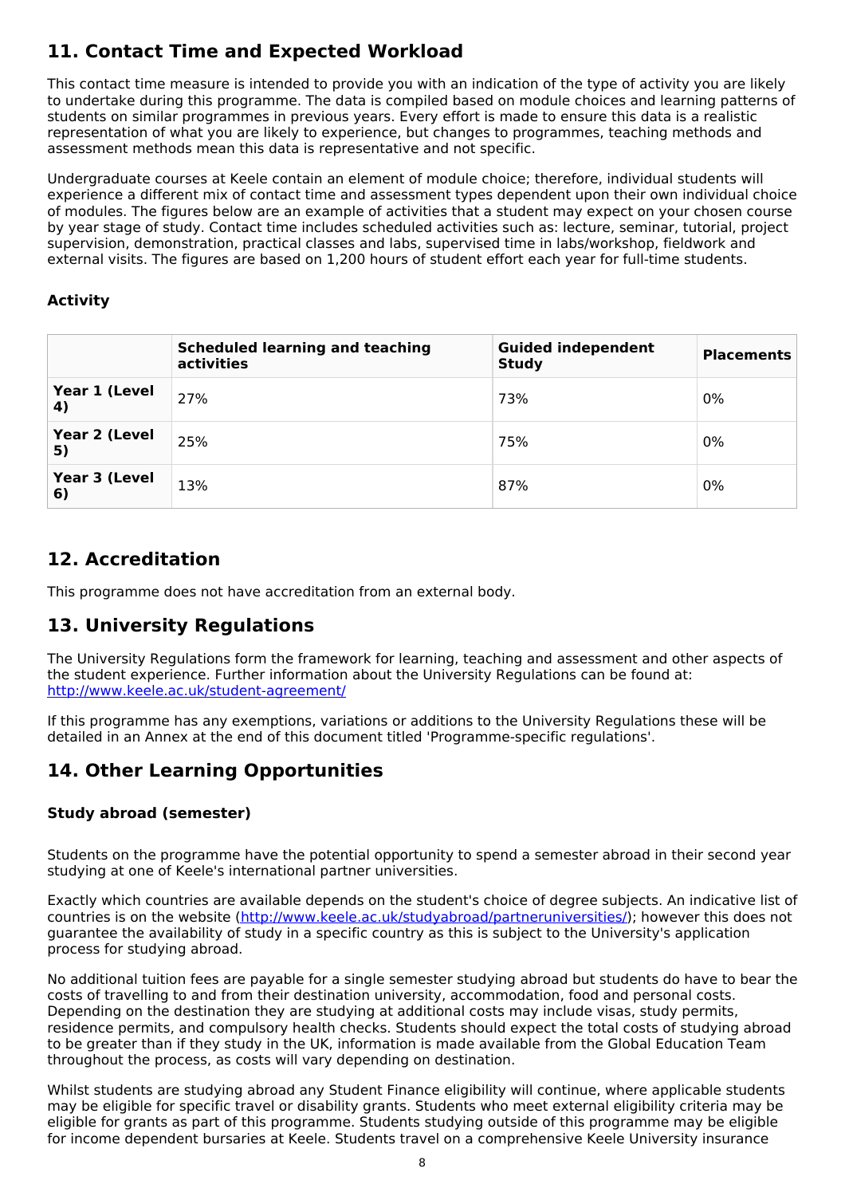## 11. Contact Time and Expected Workload

This contact time measure is intended to provide you with an indication of the type of activity you are likely to undertake during this programme. The data is compiled based on module choices and learning patterns of students on similar programmes in previous years. Every effort is made to ensure this data is a realistic representation of what you are likely to experience, but changes to programmes, teaching methods and assessment methods mean this data is representative and not specific.

Undergraduate courses at Keele contain an element of module choice; therefore, individual students will experience a different mix of contact time and assessment types dependent upon their own individual choice of modules. The figures below are an example of activities that a student may expect on your chosen course by year stage of study. Contact time includes scheduled activities such as: lecture, seminar, tutorial, project supervision, demonstration, practical classes and labs, supervised time in labs/workshop, fieldwork and external visits. The figures are based on 1,200 hours of student effort each year for full-time students.

### Activity

| | Scheduled learning and teaching activities | Guided independent Study | Placements |
|---|---|---|---|
| **Year 1 (Level 4)** | 27% | 73% | 0% |
| **Year 2 (Level 5)** | 25% | 75% | 0% |
| **Year 3 (Level 6)** | 13% | 87% | 0% |

## 12. Accreditation

This programme does not have accreditation from an external body.

## 13. University Regulations

The University Regulations form the framework for learning, teaching and assessment and other aspects of the student experience. Further information about the University Regulations can be found at: [http://www.keele.ac.uk/student-agreement/](http://www.keele.ac.uk/student-agreement/)

If this programme has any exemptions, variations or additions to the University Regulations these will be detailed in an Annex at the end of this document titled 'Programme-specific regulations'.

## 14. Other Learning Opportunities

### Study abroad (semester)

Students on the programme have the potential opportunity to spend a semester abroad in their second year studying at one of Keele's international partner universities.

Exactly which countries are available depends on the student's choice of degree subjects. An indicative list of countries is on the website ([http://www.keele.ac.uk/studyabroad/partneruniversities/](http://www.keele.ac.uk/studyabroad/partneruniversities/)); however this does not guarantee the availability of study in a specific country as this is subject to the University's application process for studying abroad.

No additional tuition fees are payable for a single semester studying abroad but students do have to bear the costs of travelling to and from their destination university, accommodation, food and personal costs. Depending on the destination they are studying at additional costs may include visas, study permits, residence permits, and compulsory health checks. Students should expect the total costs of studying abroad to be greater than if they study in the UK, information is made available from the Global Education Team throughout the process, as costs will vary depending on destination.

Whilst students are studying abroad any Student Finance eligibility will continue, where applicable students may be eligible for specific travel or disability grants. Students who meet external eligibility criteria may be eligible for grants as part of this programme. Students studying outside of this programme may be eligible for income dependent bursaries at Keele. Students travel on a comprehensive Keele University insurance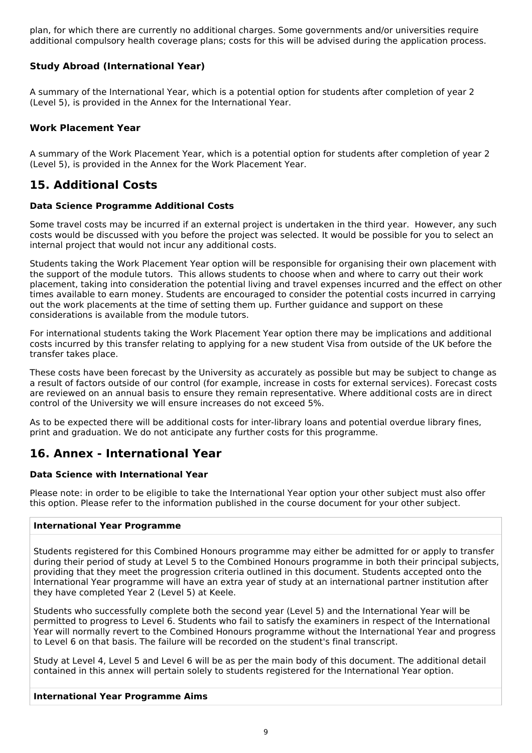plan, for which there are currently no additional charges. Some governments and/or universities require additional compulsory health coverage plans; costs for this will be advised during the application process.

### Study Abroad (International Year)

A summary of the International Year, which is a potential option for students after completion of year 2 (Level 5), is provided in the Annex for the International Year.

### Work Placement Year

A summary of the Work Placement Year, which is a potential option for students after completion of year 2 (Level 5), is provided in the Annex for the Work Placement Year.

## 15. Additional Costs

### Data Science Programme Additional Costs

Some travel costs may be incurred if an external project is undertaken in the third year. However, any such costs would be discussed with you before the project was selected. It would be possible for you to select an internal project that would not incur any additional costs.

Students taking the Work Placement Year option will be responsible for organising their own placement with the support of the module tutors. This allows students to choose when and where to carry out their work placement, taking into consideration the potential living and travel expenses incurred and the effect on other times available to earn money. Students are encouraged to consider the potential costs incurred in carrying out the work placements at the time of setting them up. Further guidance and support on these considerations is available from the module tutors.

For international students taking the Work Placement Year option there may be implications and additional costs incurred by this transfer relating to applying for a new student Visa from outside of the UK before the transfer takes place.

These costs have been forecast by the University as accurately as possible but may be subject to change as a result of factors outside of our control (for example, increase in costs for external services). Forecast costs are reviewed on an annual basis to ensure they remain representative. Where additional costs are in direct control of the University we will ensure increases do not exceed 5%.

As to be expected there will be additional costs for inter-library loans and potential overdue library fines, print and graduation. We do not anticipate any further costs for this programme.

## 16. Annex - International Year

### Data Science with International Year

Please note: in order to be eligible to take the International Year option your other subject must also offer this option. Please refer to the information published in the course document for your other subject.

**International Year Programme**

Students registered for this Combined Honours programme may either be admitted for or apply to transfer during their period of study at Level 5 to the Combined Honours programme in both their principal subjects, providing that they meet the progression criteria outlined in this document. Students accepted onto the International Year programme will have an extra year of study at an international partner institution after they have completed Year 2 (Level 5) at Keele.

Students who successfully complete both the second year (Level 5) and the International Year will be permitted to progress to Level 6. Students who fail to satisfy the examiners in respect of the International Year will normally revert to the Combined Honours programme without the International Year and progress to Level 6 on that basis. The failure will be recorded on the student's final transcript.

Study at Level 4, Level 5 and Level 6 will be as per the main body of this document. The additional detail contained in this annex will pertain solely to students registered for the International Year option.

**International Year Programme Aims**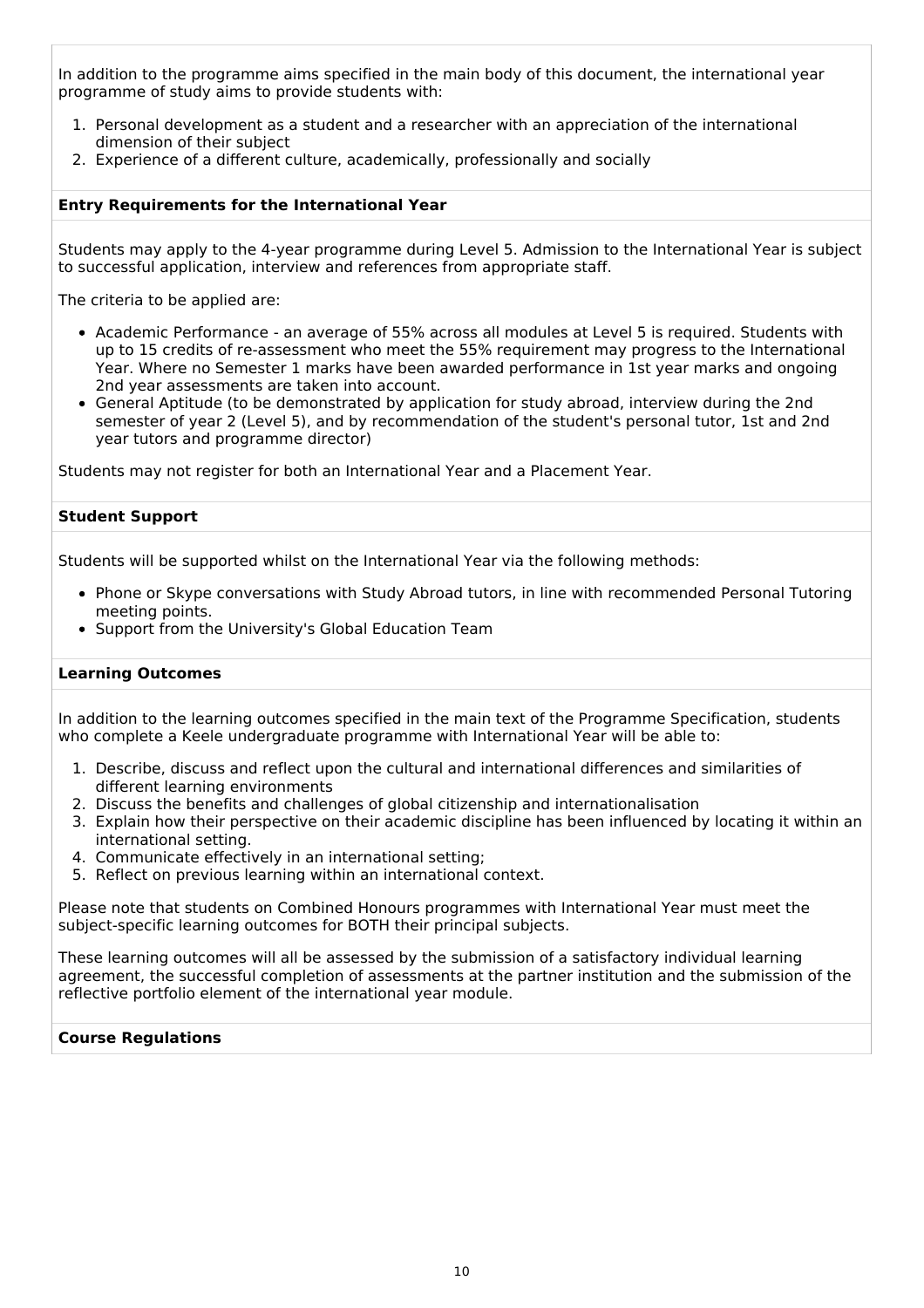In addition to the programme aims specified in the main body of this document, the international year programme of study aims to provide students with:

1. Personal development as a student and a researcher with an appreciation of the international dimension of their subject
2. Experience of a different culture, academically, professionally and socially

**Entry Requirements for the International Year**

Students may apply to the 4-year programme during Level 5. Admission to the International Year is subject to successful application, interview and references from appropriate staff.

The criteria to be applied are:

- Academic Performance - an average of 55% across all modules at Level 5 is required. Students with up to 15 credits of re-assessment who meet the 55% requirement may progress to the International Year. Where no Semester 1 marks have been awarded performance in 1st year marks and ongoing 2nd year assessments are taken into account.
- General Aptitude (to be demonstrated by application for study abroad, interview during the 2nd semester of year 2 (Level 5), and by recommendation of the student's personal tutor, 1st and 2nd year tutors and programme director)

Students may not register for both an International Year and a Placement Year.

**Student Support**

Students will be supported whilst on the International Year via the following methods:

- Phone or Skype conversations with Study Abroad tutors, in line with recommended Personal Tutoring meeting points.
- Support from the University's Global Education Team

**Learning Outcomes**

In addition to the learning outcomes specified in the main text of the Programme Specification, students who complete a Keele undergraduate programme with International Year will be able to:

1. Describe, discuss and reflect upon the cultural and international differences and similarities of different learning environments
2. Discuss the benefits and challenges of global citizenship and internationalisation
3. Explain how their perspective on their academic discipline has been influenced by locating it within an international setting.
4. Communicate effectively in an international setting;
5. Reflect on previous learning within an international context.

Please note that students on Combined Honours programmes with International Year must meet the subject-specific learning outcomes for BOTH their principal subjects.

These learning outcomes will all be assessed by the submission of a satisfactory individual learning agreement, the successful completion of assessments at the partner institution and the submission of the reflective portfolio element of the international year module.

**Course Regulations**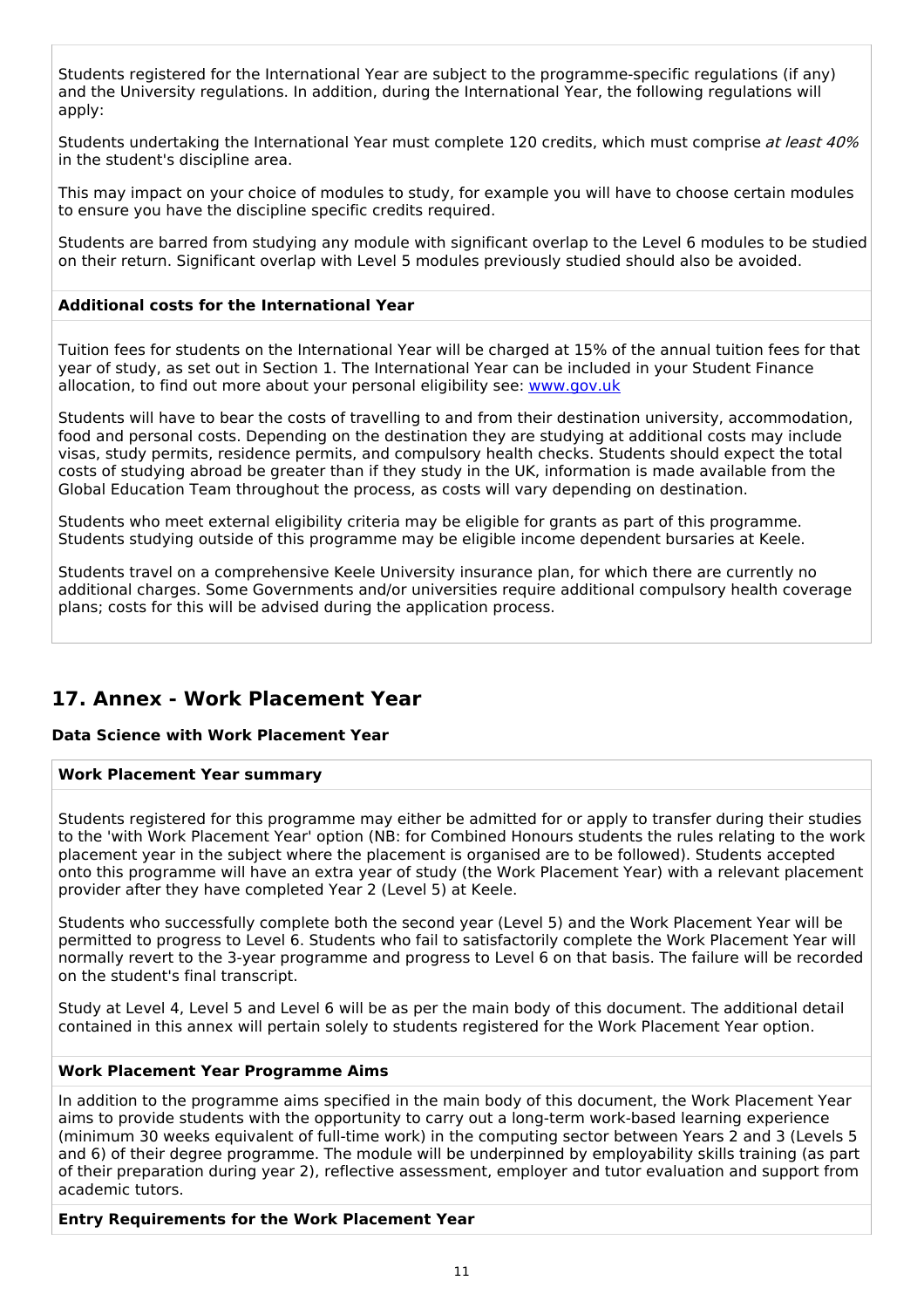Students registered for the International Year are subject to the programme-specific regulations (if any) and the University regulations. In addition, during the International Year, the following regulations will apply:

Students undertaking the International Year must complete 120 credits, which must comprise *at least 40%* in the student's discipline area.

This may impact on your choice of modules to study, for example you will have to choose certain modules to ensure you have the discipline specific credits required.

Students are barred from studying any module with significant overlap to the Level 6 modules to be studied on their return. Significant overlap with Level 5 modules previously studied should also be avoided.

**Additional costs for the International Year**

Tuition fees for students on the International Year will be charged at 15% of the annual tuition fees for that year of study, as set out in Section 1. The International Year can be included in your Student Finance allocation, to find out more about your personal eligibility see: [www.gov.uk](www.gov.uk)

Students will have to bear the costs of travelling to and from their destination university, accommodation, food and personal costs. Depending on the destination they are studying at additional costs may include visas, study permits, residence permits, and compulsory health checks. Students should expect the total costs of studying abroad be greater than if they study in the UK, information is made available from the Global Education Team throughout the process, as costs will vary depending on destination.

Students who meet external eligibility criteria may be eligible for grants as part of this programme. Students studying outside of this programme may be eligible income dependent bursaries at Keele.

Students travel on a comprehensive Keele University insurance plan, for which there are currently no additional charges. Some Governments and/or universities require additional compulsory health coverage plans; costs for this will be advised during the application process.

## 17. Annex - Work Placement Year

**Data Science with Work Placement Year**

**Work Placement Year summary**

Students registered for this programme may either be admitted for or apply to transfer during their studies to the 'with Work Placement Year' option (NB: for Combined Honours students the rules relating to the work placement year in the subject where the placement is organised are to be followed). Students accepted onto this programme will have an extra year of study (the Work Placement Year) with a relevant placement provider after they have completed Year 2 (Level 5) at Keele.

Students who successfully complete both the second year (Level 5) and the Work Placement Year will be permitted to progress to Level 6. Students who fail to satisfactorily complete the Work Placement Year will normally revert to the 3-year programme and progress to Level 6 on that basis. The failure will be recorded on the student's final transcript.

Study at Level 4, Level 5 and Level 6 will be as per the main body of this document. The additional detail contained in this annex will pertain solely to students registered for the Work Placement Year option.

**Work Placement Year Programme Aims**

In addition to the programme aims specified in the main body of this document, the Work Placement Year aims to provide students with the opportunity to carry out a long-term work-based learning experience (minimum 30 weeks equivalent of full-time work) in the computing sector between Years 2 and 3 (Levels 5 and 6) of their degree programme. The module will be underpinned by employability skills training (as part of their preparation during year 2), reflective assessment, employer and tutor evaluation and support from academic tutors.

**Entry Requirements for the Work Placement Year**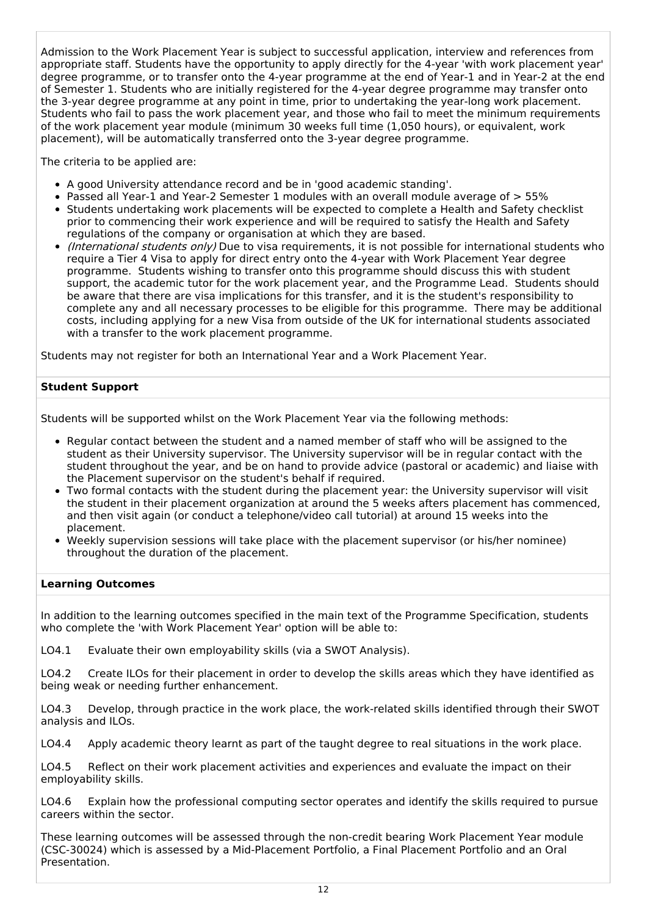Admission to the Work Placement Year is subject to successful application, interview and references from appropriate staff. Students have the opportunity to apply directly for the 4-year 'with work placement year' degree programme, or to transfer onto the 4-year programme at the end of Year-1 and in Year-2 at the end of Semester 1. Students who are initially registered for the 4-year degree programme may transfer onto the 3-year degree programme at any point in time, prior to undertaking the year-long work placement. Students who fail to pass the work placement year, and those who fail to meet the minimum requirements of the work placement year module (minimum 30 weeks full time (1,050 hours), or equivalent, work placement), will be automatically transferred onto the 3-year degree programme.

The criteria to be applied are:

- A good University attendance record and be in 'good academic standing'.
- Passed all Year-1 and Year-2 Semester 1 modules with an overall module average of > 55%
- Students undertaking work placements will be expected to complete a Health and Safety checklist prior to commencing their work experience and will be required to satisfy the Health and Safety regulations of the company or organisation at which they are based.
- *(International students only)* Due to visa requirements, it is not possible for international students who require a Tier 4 Visa to apply for direct entry onto the 4-year with Work Placement Year degree programme. Students wishing to transfer onto this programme should discuss this with student support, the academic tutor for the work placement year, and the Programme Lead. Students should be aware that there are visa implications for this transfer, and it is the student's responsibility to complete any and all necessary processes to be eligible for this programme. There may be additional costs, including applying for a new Visa from outside of the UK for international students associated with a transfer to the work placement programme.

Students may not register for both an International Year and a Work Placement Year.

**Student Support**

Students will be supported whilst on the Work Placement Year via the following methods:

- Regular contact between the student and a named member of staff who will be assigned to the student as their University supervisor. The University supervisor will be in regular contact with the student throughout the year, and be on hand to provide advice (pastoral or academic) and liaise with the Placement supervisor on the student's behalf if required.
- Two formal contacts with the student during the placement year: the University supervisor will visit the student in their placement organization at around the 5 weeks afters placement has commenced, and then visit again (or conduct a telephone/video call tutorial) at around 15 weeks into the placement.
- Weekly supervision sessions will take place with the placement supervisor (or his/her nominee) throughout the duration of the placement.

**Learning Outcomes**

In addition to the learning outcomes specified in the main text of the Programme Specification, students who complete the 'with Work Placement Year' option will be able to:

LO4.1 Evaluate their own employability skills (via a SWOT Analysis).

LO4.2 Create ILOs for their placement in order to develop the skills areas which they have identified as being weak or needing further enhancement.

LO4.3 Develop, through practice in the work place, the work-related skills identified through their SWOT analysis and ILOs.

LO4.4 Apply academic theory learnt as part of the taught degree to real situations in the work place.

LO4.5 Reflect on their work placement activities and experiences and evaluate the impact on their employability skills.

LO4.6 Explain how the professional computing sector operates and identify the skills required to pursue careers within the sector.

These learning outcomes will be assessed through the non-credit bearing Work Placement Year module (CSC-30024) which is assessed by a Mid-Placement Portfolio, a Final Placement Portfolio and an Oral Presentation.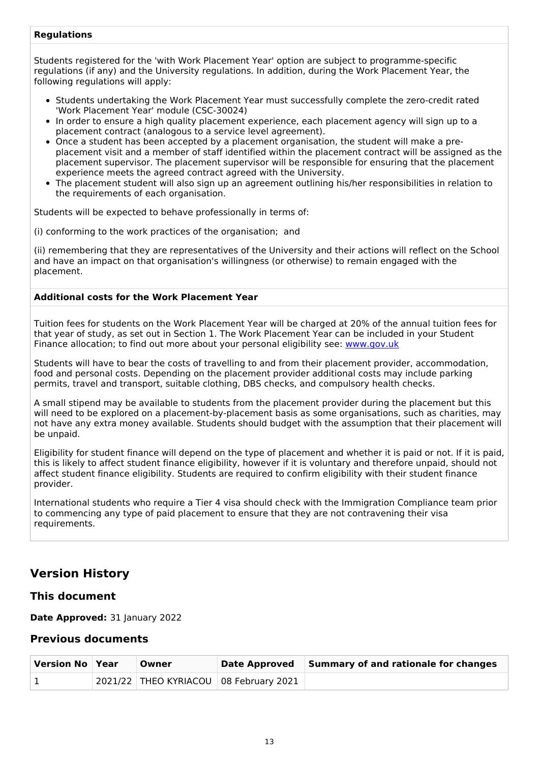**Regulations**

Students registered for the 'with Work Placement Year' option are subject to programme-specific regulations (if any) and the University regulations. In addition, during the Work Placement Year, the following regulations will apply:

- Students undertaking the Work Placement Year must successfully complete the zero-credit rated 'Work Placement Year' module (CSC-30024)
- In order to ensure a high quality placement experience, each placement agency will sign up to a placement contract (analogous to a service level agreement).
- Once a student has been accepted by a placement organisation, the student will make a pre-placement visit and a member of staff identified within the placement contract will be assigned as the placement supervisor. The placement supervisor will be responsible for ensuring that the placement experience meets the agreed contract agreed with the University.
- The placement student will also sign up an agreement outlining his/her responsibilities in relation to the requirements of each organisation.

Students will be expected to behave professionally in terms of:

(i) conforming to the work practices of the organisation; and

(ii) remembering that they are representatives of the University and their actions will reflect on the School and have an impact on that organisation's willingness (or otherwise) to remain engaged with the placement.

**Additional costs for the Work Placement Year**

Tuition fees for students on the Work Placement Year will be charged at 20% of the annual tuition fees for that year of study, as set out in Section 1. The Work Placement Year can be included in your Student Finance allocation; to find out more about your personal eligibility see: www.gov.uk

Students will have to bear the costs of travelling to and from their placement provider, accommodation, food and personal costs. Depending on the placement provider additional costs may include parking permits, travel and transport, suitable clothing, DBS checks, and compulsory health checks.

A small stipend may be available to students from the placement provider during the placement but this will need to be explored on a placement-by-placement basis as some organisations, such as charities, may not have any extra money available. Students should budget with the assumption that their placement will be unpaid.

Eligibility for student finance will depend on the type of placement and whether it is paid or not. If it is paid, this is likely to affect student finance eligibility, however if it is voluntary and therefore unpaid, should not affect student finance eligibility. Students are required to confirm eligibility with their student finance provider.

International students who require a Tier 4 visa should check with the Immigration Compliance team prior to commencing any type of paid placement to ensure that they are not contravening their visa requirements.

## Version History

### This document

**Date Approved:** 31 January 2022

### Previous documents

| Version No | Year | Owner | Date Approved | Summary of and rationale for changes |
|---|---|---|---|---|
| 1 | 2021/22 | THEO KYRIACOU | 08 February 2021 | |